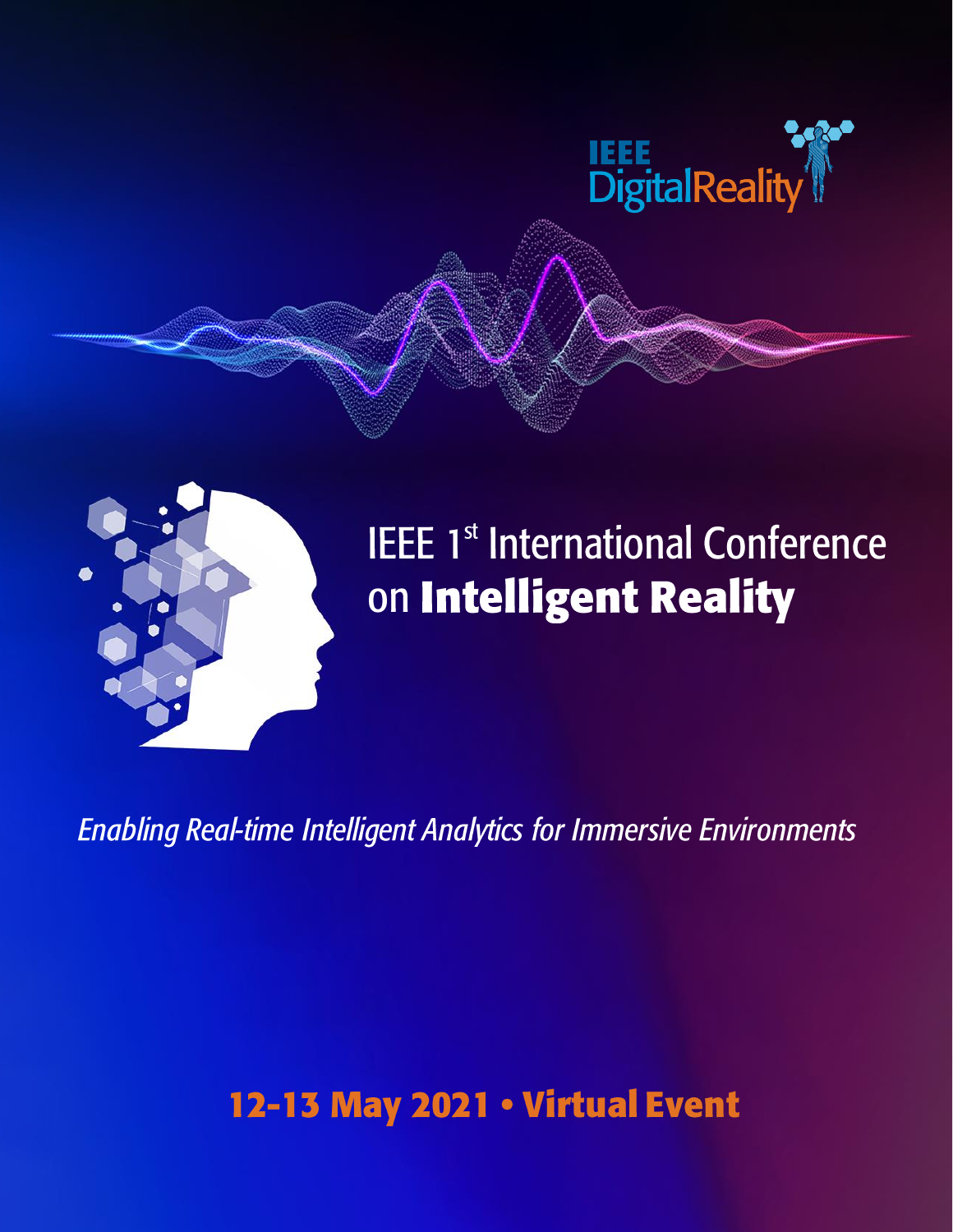IEEE DigitalReality

# IEEE 1st International Conference on **Intelligent Reality**

*Enabling Real-time Intelligent Analytics for Immersive Environments*

**12-13 May 2021 • Virtual Event**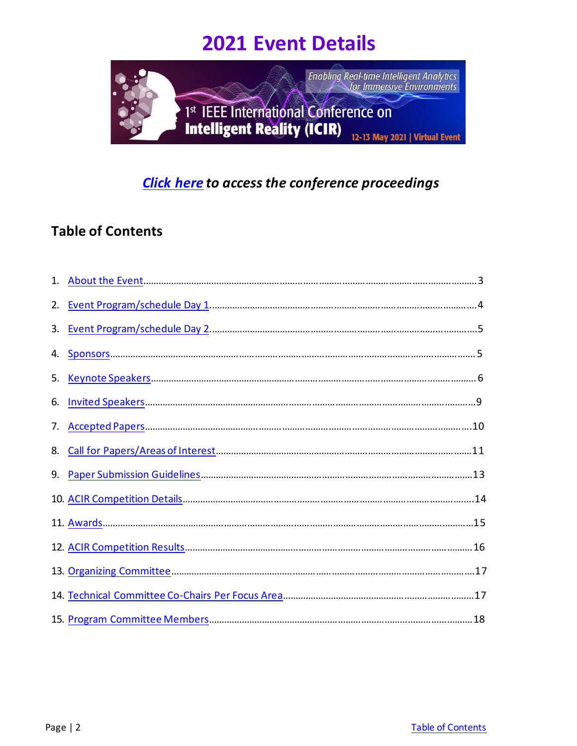# 2021 Event Details

***Click here** to access the conference proceedings*

## Table of Contents

1. About the Event....................................................................................................3
2. Event Program/schedule Day 1....................................................................................4
3. Event Program/schedule Day 2....................................................................................5
4. Sponsors....................................................................................................5
5. Keynote Speakers....................................................................................................6
6. Invited Speakers....................................................................................................9
7. Accepted Papers....................................................................................................10
8. Call for Papers/Areas of Interest....................................................................................11
9. Paper Submission Guidelines....................................................................................13
10. ACIR Competition Details....................................................................................14
11. Awards....................................................................................................15
12. ACIR Competition Results....................................................................................16
13. Organizing Committee....................................................................................17
14. Technical Committee Co-Chairs Per Focus Area....................................................................................17
15. Program Committee Members....................................................................................18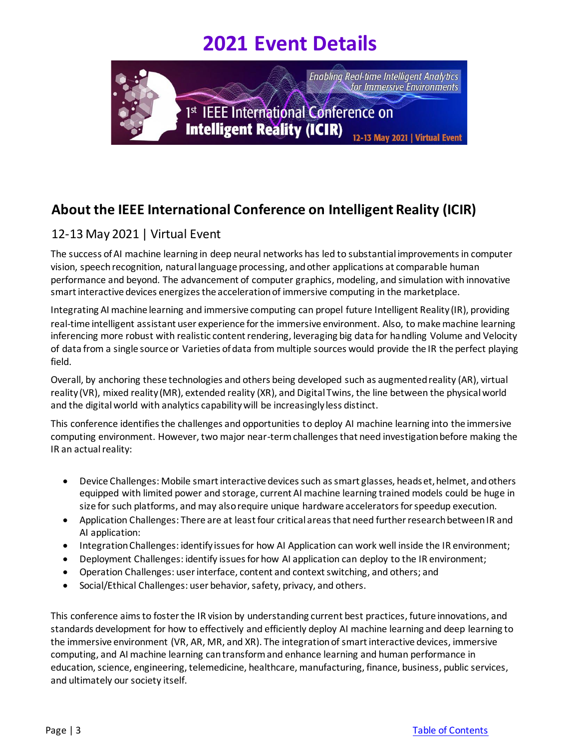# 2021 Event Details

## About the IEEE International Conference on Intelligent Reality (ICIR)

### 12-13 May 2021 | Virtual Event

The success of AI machine learning in deep neural networks has led to substantial improvements in computer vision, speech recognition, natural language processing, and other applications at comparable human performance and beyond. The advancement of computer graphics, modeling, and simulation with innovative smart interactive devices energizes the acceleration of immersive computing in the marketplace.

Integrating AI machine learning and immersive computing can propel future Intelligent Reality (IR), providing real-time intelligent assistant user experience for the immersive environment. Also, to make machine learning inferencing more robust with realistic content rendering, leveraging big data for handling Volume and Velocity of data from a single source or Varieties of data from multiple sources would provide the IR the perfect playing field.

Overall, by anchoring these technologies and others being developed such as augmented reality (AR), virtual reality (VR), mixed reality (MR), extended reality (XR), and Digital Twins, the line between the physical world and the digital world with analytics capability will be increasingly less distinct.

This conference identifies the challenges and opportunities to deploy AI machine learning into the immersive computing environment. However, two major near-term challenges that need investigation before making the IR an actual reality:

- Device Challenges: Mobile smart interactive devices such as smart glasses, headset, helmet, and others equipped with limited power and storage, current AI machine learning trained models could be huge in size for such platforms, and may also require unique hardware accelerators for speedup execution.
- Application Challenges: There are at least four critical areas that need further research between IR and AI application:
- Integration Challenges: identify issues for how AI Application can work well inside the IR environment;
- Deployment Challenges: identify issues for how AI application can deploy to the IR environment;
- Operation Challenges: user interface, content and context switching, and others; and
- Social/Ethical Challenges: user behavior, safety, privacy, and others.

This conference aims to foster the IR vision by understanding current best practices, future innovations, and standards development for how to effectively and efficiently deploy AI machine learning and deep learning to the immersive environment (VR, AR, MR, and XR). The integration of smart interactive devices, immersive computing, and AI machine learning can transform and enhance learning and human performance in education, science, engineering, telemedicine, healthcare, manufacturing, finance, business, public services, and ultimately our society itself.

[Table of Contents]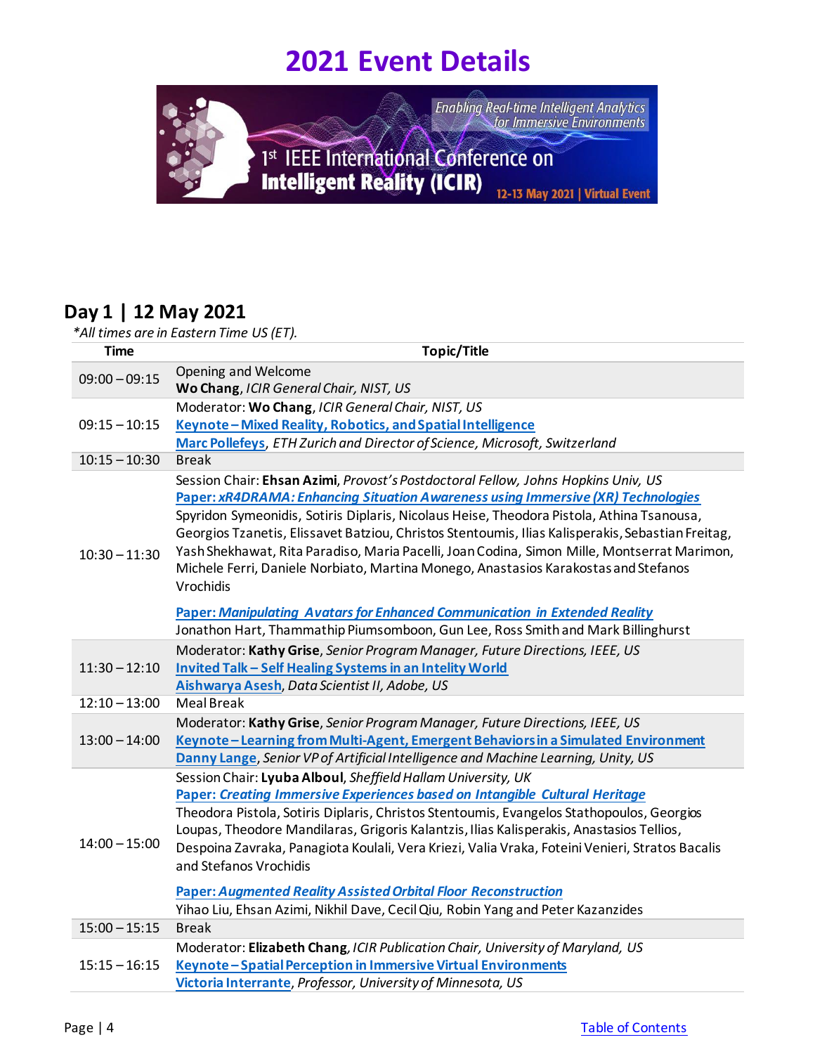# 2021 Event Details

## Day 1 | 12 May 2021

*\*All times are in Eastern Time US (ET).*

| Time | Topic/Title |
|---|---|
| 09:00 – 09:15 | Opening and Welcome<br>**Wo Chang**, *ICIR General Chair, NIST, US* |
| 09:15 – 10:15 | Moderator: **Wo Chang**, *ICIR General Chair, NIST, US*<br>**Keynote – Mixed Reality, Robotics, and Spatial Intelligence**<br>**Marc Pollefeys**, *ETH Zurich and Director of Science, Microsoft, Switzerland* |
| 10:15 – 10:30 | Break |
| 10:30 – 11:30 | Session Chair: **Ehsan Azimi**, *Provost's Postdoctoral Fellow, Johns Hopkins Univ, US*<br>**Paper: *xR4DRAMA: Enhancing Situation Awareness using Immersive (XR) Technologies***<br>Spyridon Symeonidis, Sotiris Diplaris, Nicolaus Heise, Theodora Pistola, Athina Tsanousa, Georgios Tzanetis, Elissavet Batziou, Christos Stentoumis, Ilias Kalisperakis, Sebastian Freitag, Yash Shekhawat, Rita Paradiso, Maria Pacelli, Joan Codina, Simon Mille, Montserrat Marimon, Michele Ferri, Daniele Norbiato, Martina Monego, Anastasios Karakostas and Stefanos Vrochidis<br><br>**Paper: *Manipulating Avatars for Enhanced Communication in Extended Reality***<br>Jonathon Hart, Thammathip Piumsomboon, Gun Lee, Ross Smith and Mark Billinghurst |
| 11:30 – 12:10 | Moderator: **Kathy Grise**, *Senior Program Manager, Future Directions, IEEE, US*<br>**Invited Talk – Self Healing Systems in an Intelity World**<br>**Aishwarya Asesh**, *Data Scientist II, Adobe, US* |
| 12:10 – 13:00 | Meal Break |
| 13:00 – 14:00 | Moderator: **Kathy Grise**, *Senior Program Manager, Future Directions, IEEE, US*<br>**Keynote – Learning from Multi-Agent, Emergent Behaviors in a Simulated Environment**<br>**Danny Lange**, *Senior VP of Artificial Intelligence and Machine Learning, Unity, US* |
| 14:00 – 15:00 | Session Chair: **Lyuba Alboul**, *Sheffield Hallam University, UK*<br>**Paper: *Creating Immersive Experiences based on Intangible Cultural Heritage***<br>Theodora Pistola, Sotiris Diplaris, Christos Stentoumis, Evangelos Stathopoulos, Georgios Loupas, Theodore Mandilaras, Grigoris Kalantzis, Ilias Kalisperakis, Anastasios Tellios, Despoina Zavraka, Panagiota Koulali, Vera Kriezi, Valia Vraka, Foteini Venieri, Stratos Bacalis and Stefanos Vrochidis<br><br>**Paper: *Augmented Reality Assisted Orbital Floor Reconstruction***<br>Yihao Liu, Ehsan Azimi, Nikhil Dave, Cecil Qiu, Robin Yang and Peter Kazanzides |
| 15:00 – 15:15 | Break |
| 15:15 – 16:15 | Moderator: **Elizabeth Chang**, *ICIR Publication Chair, University of Maryland, US*<br>**Keynote – Spatial Perception in Immersive Virtual Environments**<br>**Victoria Interrante**, *Professor, University of Minnesota, US* |

Table of Contents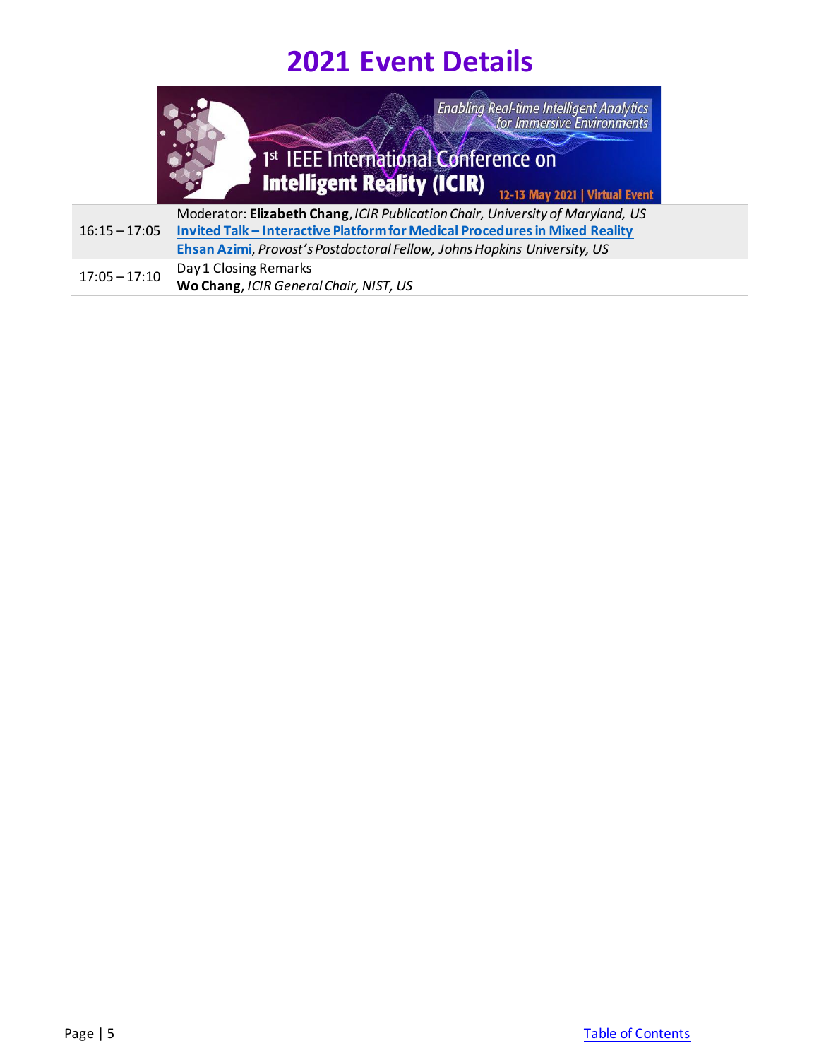# 2021 Event Details

| | |
|---|---|
| 16:15 – 17:05 | Moderator: **Elizabeth Chang**, *ICIR Publication Chair, University of Maryland, US*<br>**Invited Talk – Interactive Platform for Medical Procedures in Mixed Reality**<br>**Ehsan Azimi**, *Provost's Postdoctoral Fellow, Johns Hopkins University, US* |
| 17:05 – 17:10 | Day 1 Closing Remarks<br>**Wo Chang**, *ICIR General Chair, NIST, US* |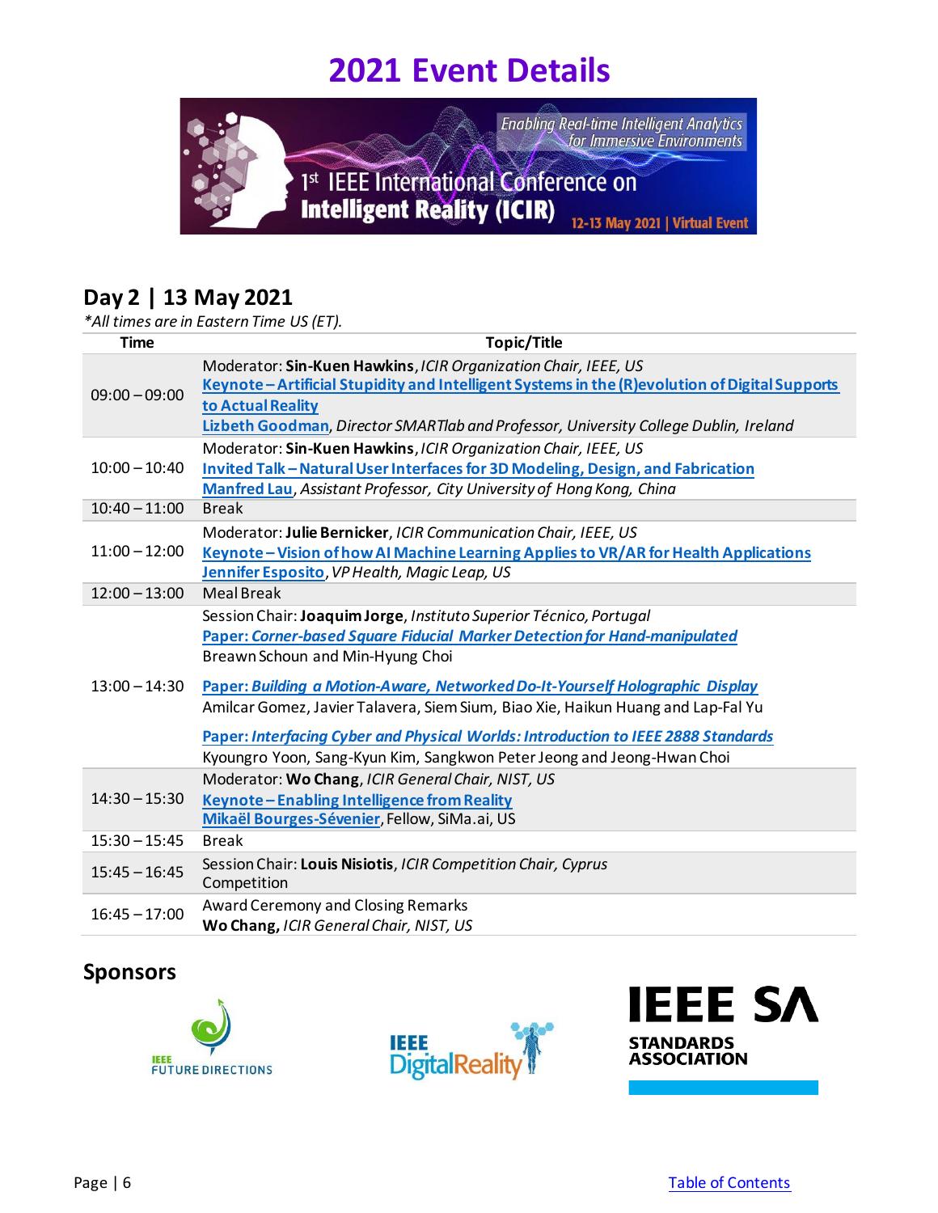# 2021 Event Details

## Day 2 | 13 May 2021

*\*All times are in Eastern Time US (ET).*

| Time | Topic/Title |
|---|---|
| 09:00 – 09:00 | Moderator: **Sin-Kuen Hawkins**, *ICIR Organization Chair, IEEE, US*<br>**Keynote – Artificial Stupidity and Intelligent Systems in the (R)evolution of Digital Supports to Actual Reality**<br>Lizbeth Goodman, *Director SMARTlab and Professor, University College Dublin, Ireland* |
| 10:00 – 10:40 | Moderator: **Sin-Kuen Hawkins**, *ICIR Organization Chair, IEEE, US*<br>**Invited Talk – Natural User Interfaces for 3D Modeling, Design, and Fabrication**<br>Manfred Lau, *Assistant Professor, City University of Hong Kong, China* |
| 10:40 – 11:00 | Break |
| 11:00 – 12:00 | Moderator: **Julie Bernicker**, *ICIR Communication Chair, IEEE, US*<br>**Keynote – Vision of how AI Machine Learning Applies to VR/AR for Health Applications**<br>Jennifer Esposito, *VP Health, Magic Leap, US* |
| 12:00 – 13:00 | Meal Break |
| 13:00 – 14:30 | Session Chair: **Joaquim Jorge**, *Instituto Superior Técnico, Portugal*<br>**Paper: *Corner-based Square Fiducial Marker Detection for Hand-manipulated***<br>Breawn Schoun and Min-Hyung Choi<br><br>**Paper: *Building a Motion-Aware, Networked Do-It-Yourself Holographic Display***<br>Amilcar Gomez, Javier Talavera, Siem Sium, Biao Xie, Haikun Huang and Lap-Fal Yu<br><br>**Paper: *Interfacing Cyber and Physical Worlds: Introduction to IEEE 2888 Standards***<br>Kyoungro Yoon, Sang-Kyun Kim, Sangkwon Peter Jeong and Jeong-Hwan Choi |
| 14:30 – 15:30 | Moderator: **Wo Chang**, *ICIR General Chair, NIST, US*<br>**Keynote – Enabling Intelligence from Reality**<br>Mikaël Bourges-Sévenier, Fellow, SiMa.ai, US |
| 15:30 – 15:45 | Break |
| 15:45 – 16:45 | Session Chair: **Louis Nisiotis**, *ICIR Competition Chair, Cyprus*<br>Competition |
| 16:45 – 17:00 | Award Ceremony and Closing Remarks<br>**Wo Chang,** *ICIR General Chair, NIST, US* |

## Sponsors

IEEE FUTURE DIRECTIONS

IEEE DigitalReality

IEEE SA STANDARDS ASSOCIATION

Table of Contents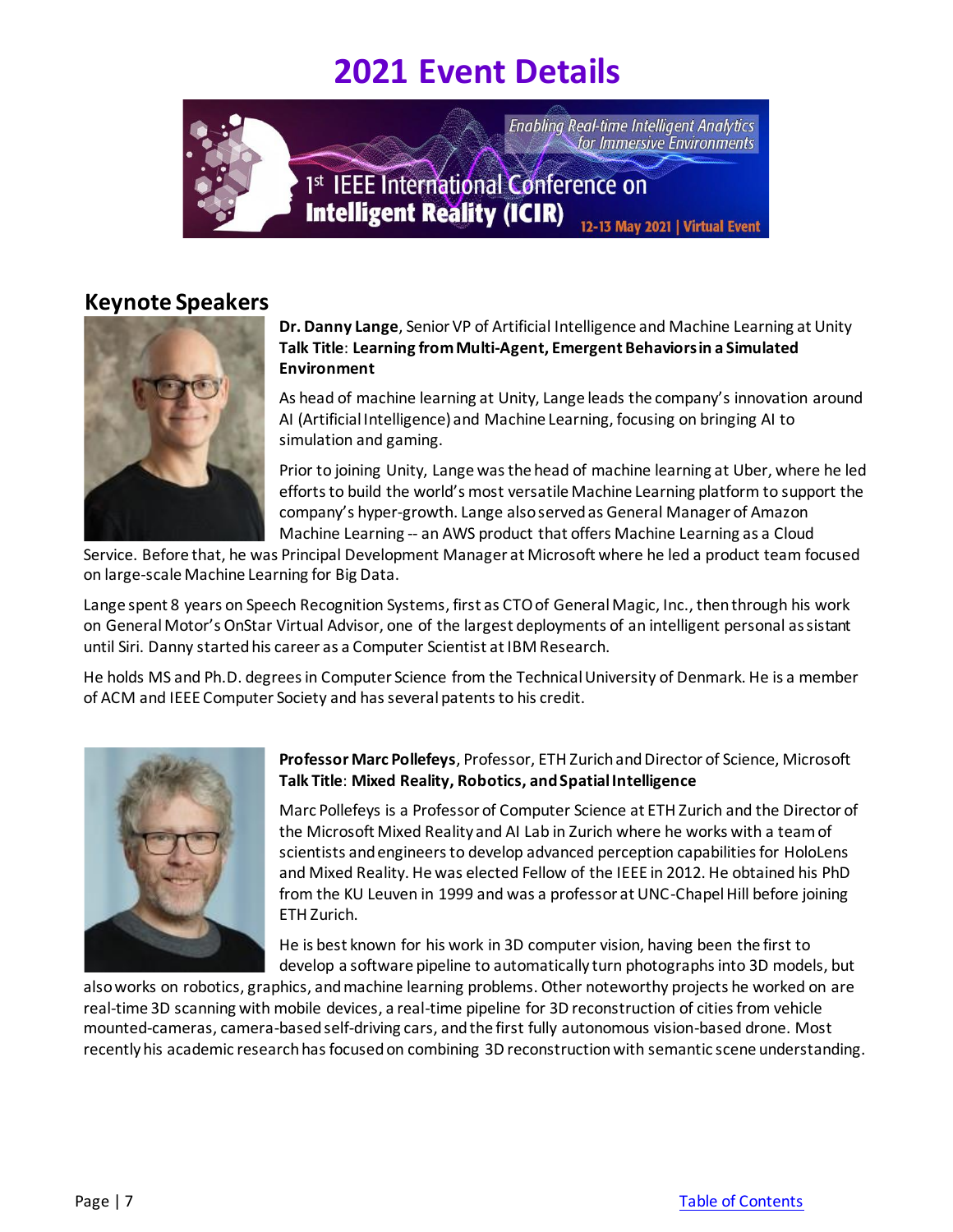# 2021 Event Details

## Keynote Speakers

**Dr. Danny Lange**, Senior VP of Artificial Intelligence and Machine Learning at Unity
**Talk Title**: **Learning from Multi-Agent, Emergent Behaviors in a Simulated Environment**

As head of machine learning at Unity, Lange leads the company's innovation around AI (Artificial Intelligence) and Machine Learning, focusing on bringing AI to simulation and gaming.

Prior to joining Unity, Lange was the head of machine learning at Uber, where he led efforts to build the world's most versatile Machine Learning platform to support the company's hyper-growth. Lange also served as General Manager of Amazon Machine Learning -- an AWS product that offers Machine Learning as a Cloud Service. Before that, he was Principal Development Manager at Microsoft where he led a product team focused on large-scale Machine Learning for Big Data.

Lange spent 8 years on Speech Recognition Systems, first as CTO of General Magic, Inc., then through his work on General Motor's OnStar Virtual Advisor, one of the largest deployments of an intelligent personal assistant until Siri. Danny started his career as a Computer Scientist at IBM Research.

He holds MS and Ph.D. degrees in Computer Science from the Technical University of Denmark. He is a member of ACM and IEEE Computer Society and has several patents to his credit.

**Professor Marc Pollefeys**, Professor, ETH Zurich and Director of Science, Microsoft
**Talk Title**: **Mixed Reality, Robotics, and Spatial Intelligence**

Marc Pollefeys is a Professor of Computer Science at ETH Zurich and the Director of the Microsoft Mixed Reality and AI Lab in Zurich where he works with a team of scientists and engineers to develop advanced perception capabilities for HoloLens and Mixed Reality. He was elected Fellow of the IEEE in 2012. He obtained his PhD from the KU Leuven in 1999 and was a professor at UNC-Chapel Hill before joining ETH Zurich.

He is best known for his work in 3D computer vision, having been the first to develop a software pipeline to automatically turn photographs into 3D models, but also works on robotics, graphics, and machine learning problems. Other noteworthy projects he worked on are real-time 3D scanning with mobile devices, a real-time pipeline for 3D reconstruction of cities from vehicle mounted-cameras, camera-based self-driving cars, and the first fully autonomous vision-based drone. Most recently his academic research has focused on combining 3D reconstruction with semantic scene understanding.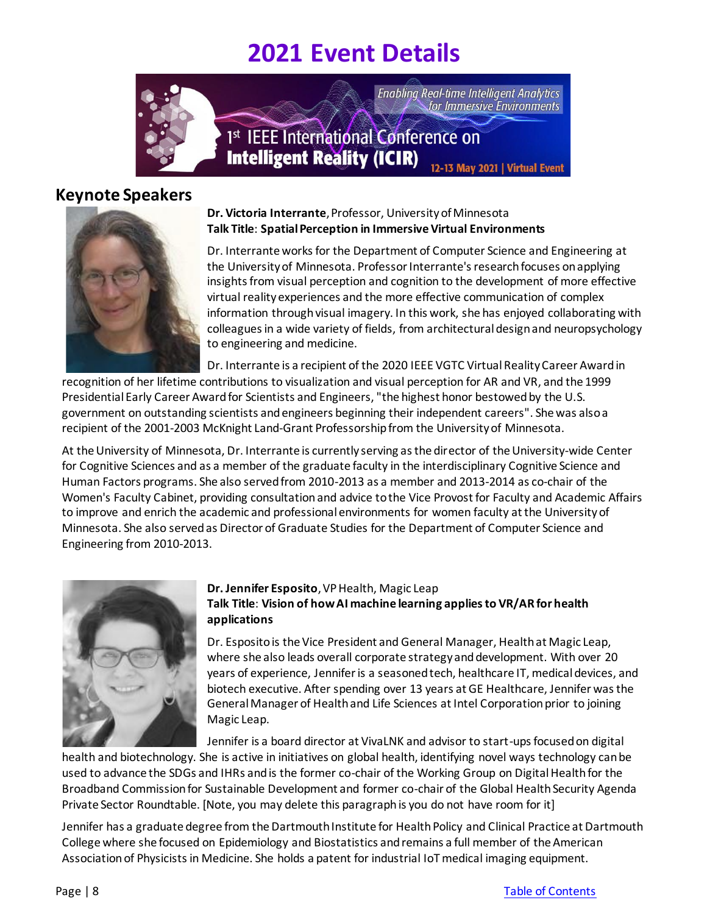# 2021 Event Details

## Keynote Speakers

**Dr. Victoria Interrante**, Professor, University of Minnesota
**Talk Title**: **Spatial Perception in Immersive Virtual Environments**

Dr. Interrante works for the Department of Computer Science and Engineering at the University of Minnesota. Professor Interrante's research focuses on applying insights from visual perception and cognition to the development of more effective virtual reality experiences and the more effective communication of complex information through visual imagery. In this work, she has enjoyed collaborating with colleagues in a wide variety of fields, from architectural design and neuropsychology to engineering and medicine.

Dr. Interrante is a recipient of the 2020 IEEE VGTC Virtual Reality Career Award in recognition of her lifetime contributions to visualization and visual perception for AR and VR, and the 1999 Presidential Early Career Award for Scientists and Engineers, "the highest honor bestowed by the U.S. government on outstanding scientists and engineers beginning their independent careers". She was also a recipient of the 2001-2003 McKnight Land-Grant Professorship from the University of Minnesota.

At the University of Minnesota, Dr. Interrante is currently serving as the director of the University-wide Center for Cognitive Sciences and as a member of the graduate faculty in the interdisciplinary Cognitive Science and Human Factors programs. She also served from 2010-2013 as a member and 2013-2014 as co-chair of the Women's Faculty Cabinet, providing consultation and advice to the Vice Provost for Faculty and Academic Affairs to improve and enrich the academic and professional environments for women faculty at the University of Minnesota. She also served as Director of Graduate Studies for the Department of Computer Science and Engineering from 2010-2013.

**Dr. Jennifer Esposito**, VP Health, Magic Leap
**Talk Title**: **Vision of how AI machine learning applies to VR/AR for health applications**

Dr. Esposito is the Vice President and General Manager, Health at Magic Leap, where she also leads overall corporate strategy and development. With over 20 years of experience, Jennifer is a seasoned tech, healthcare IT, medical devices, and biotech executive. After spending over 13 years at GE Healthcare, Jennifer was the General Manager of Health and Life Sciences at Intel Corporation prior to joining Magic Leap.

Jennifer is a board director at VivaLNK and advisor to start-ups focused on digital health and biotechnology. She is active in initiatives on global health, identifying novel ways technology can be used to advance the SDGs and IHRs and is the former co-chair of the Working Group on Digital Health for the Broadband Commission for Sustainable Development and former co-chair of the Global Health Security Agenda Private Sector Roundtable. [Note, you may delete this paragraph is you do not have room for it]

Jennifer has a graduate degree from the Dartmouth Institute for Health Policy and Clinical Practice at Dartmouth College where she focused on Epidemiology and Biostatistics and remains a full member of the American Association of Physicists in Medicine. She holds a patent for industrial IoT medical imaging equipment.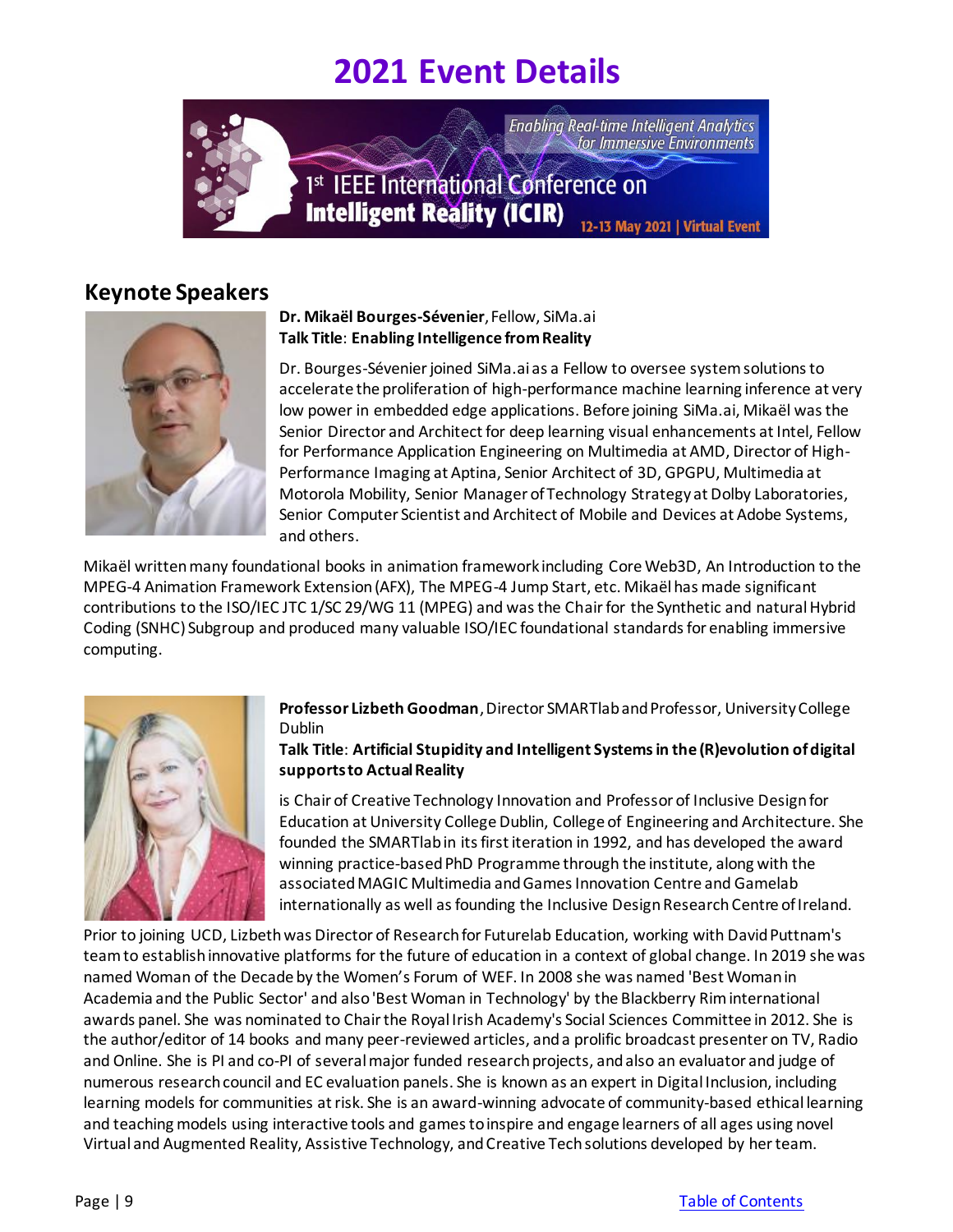# 2021 Event Details

## Keynote Speakers

**Dr. Mikaël Bourges-Sévenier**, Fellow, SiMa.ai
**Talk Title**: **Enabling Intelligence from Reality**

Dr. Bourges-Sévenier joined SiMa.ai as a Fellow to oversee system solutions to accelerate the proliferation of high-performance machine learning inference at very low power in embedded edge applications. Before joining SiMa.ai, Mikaël was the Senior Director and Architect for deep learning visual enhancements at Intel, Fellow for Performance Application Engineering on Multimedia at AMD, Director of High-Performance Imaging at Aptina, Senior Architect of 3D, GPGPU, Multimedia at Motorola Mobility, Senior Manager of Technology Strategy at Dolby Laboratories, Senior Computer Scientist and Architect of Mobile and Devices at Adobe Systems, and others.

Mikaël written many foundational books in animation framework including Core Web3D, An Introduction to the MPEG-4 Animation Framework Extension (AFX), The MPEG-4 Jump Start, etc. Mikaël has made significant contributions to the ISO/IEC JTC 1/SC 29/WG 11 (MPEG) and was the Chair for the Synthetic and natural Hybrid Coding (SNHC) Subgroup and produced many valuable ISO/IEC foundational standards for enabling immersive computing.

**Professor Lizbeth Goodman**, Director SMARTlab and Professor, University College Dublin
**Talk Title**: **Artificial Stupidity and Intelligent Systems in the (R)evolution of digital supports to Actual Reality**

is Chair of Creative Technology Innovation and Professor of Inclusive Design for Education at University College Dublin, College of Engineering and Architecture. She founded the SMARTlab in its first iteration in 1992, and has developed the award winning practice-based PhD Programme through the institute, along with the associated MAGIC Multimedia and Games Innovation Centre and Gamelab internationally as well as founding the Inclusive Design Research Centre of Ireland.

Prior to joining UCD, Lizbeth was Director of Research for Futurelab Education, working with David Puttnam's team to establish innovative platforms for the future of education in a context of global change. In 2019 she was named Woman of the Decade by the Women's Forum of WEF. In 2008 she was named 'Best Woman in Academia and the Public Sector' and also 'Best Woman in Technology' by the Blackberry Rim international awards panel. She was nominated to Chair the Royal Irish Academy's Social Sciences Committee in 2012. She is the author/editor of 14 books and many peer-reviewed articles, and a prolific broadcast presenter on TV, Radio and Online. She is PI and co-PI of several major funded research projects, and also an evaluator and judge of numerous research council and EC evaluation panels. She is known as an expert in Digital Inclusion, including learning models for communities at risk. She is an award-winning advocate of community-based ethical learning and teaching models using interactive tools and games to inspire and engage learners of all ages using novel Virtual and Augmented Reality, Assistive Technology, and Creative Tech solutions developed by her team.

[Table of Contents]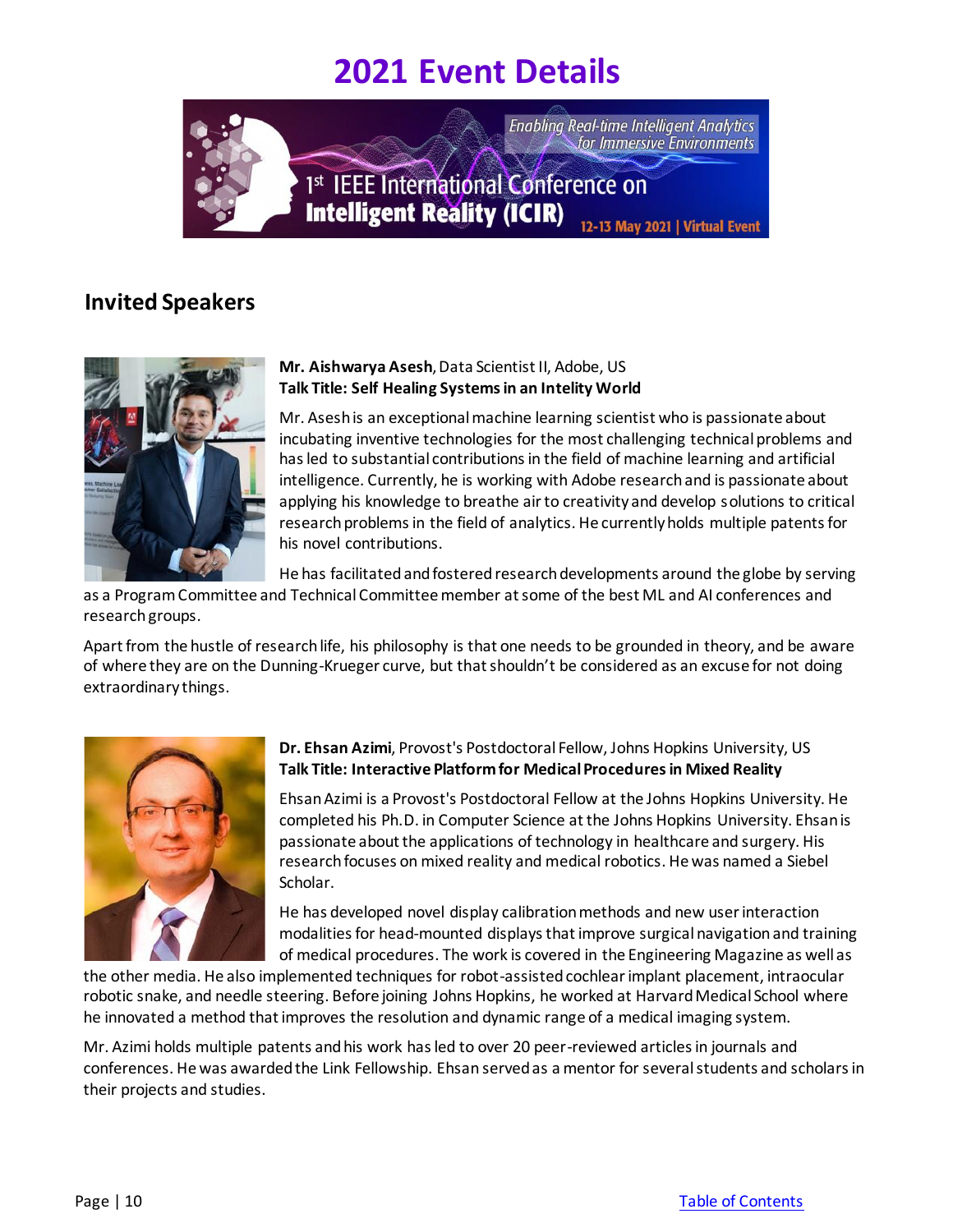# 2021 Event Details

## Invited Speakers

**Mr. Aishwarya Asesh**, Data Scientist II, Adobe, US
**Talk Title: Self Healing Systems in an Intelity World**

Mr. Asesh is an exceptional machine learning scientist who is passionate about incubating inventive technologies for the most challenging technical problems and has led to substantial contributions in the field of machine learning and artificial intelligence. Currently, he is working with Adobe research and is passionate about applying his knowledge to breathe air to creativity and develop solutions to critical research problems in the field of analytics. He currently holds multiple patents for his novel contributions.

He has facilitated and fostered research developments around the globe by serving as a Program Committee and Technical Committee member at some of the best ML and AI conferences and research groups.

Apart from the hustle of research life, his philosophy is that one needs to be grounded in theory, and be aware of where they are on the Dunning-Krueger curve, but that shouldn't be considered as an excuse for not doing extraordinary things.

**Dr. Ehsan Azimi**, Provost's Postdoctoral Fellow, Johns Hopkins University, US
**Talk Title: Interactive Platform for Medical Procedures in Mixed Reality**

Ehsan Azimi is a Provost's Postdoctoral Fellow at the Johns Hopkins University. He completed his Ph.D. in Computer Science at the Johns Hopkins University. Ehsan is passionate about the applications of technology in healthcare and surgery. His research focuses on mixed reality and medical robotics. He was named a Siebel Scholar.

He has developed novel display calibration methods and new user interaction modalities for head-mounted displays that improve surgical navigation and training of medical procedures. The work is covered in the Engineering Magazine as well as the other media. He also implemented techniques for robot-assisted cochlear implant placement, intraocular robotic snake, and needle steering. Before joining Johns Hopkins, he worked at Harvard Medical School where he innovated a method that improves the resolution and dynamic range of a medical imaging system.

Mr. Azimi holds multiple patents and his work has led to over 20 peer-reviewed articles in journals and conferences. He was awarded the Link Fellowship. Ehsan served as a mentor for several students and scholars in their projects and studies.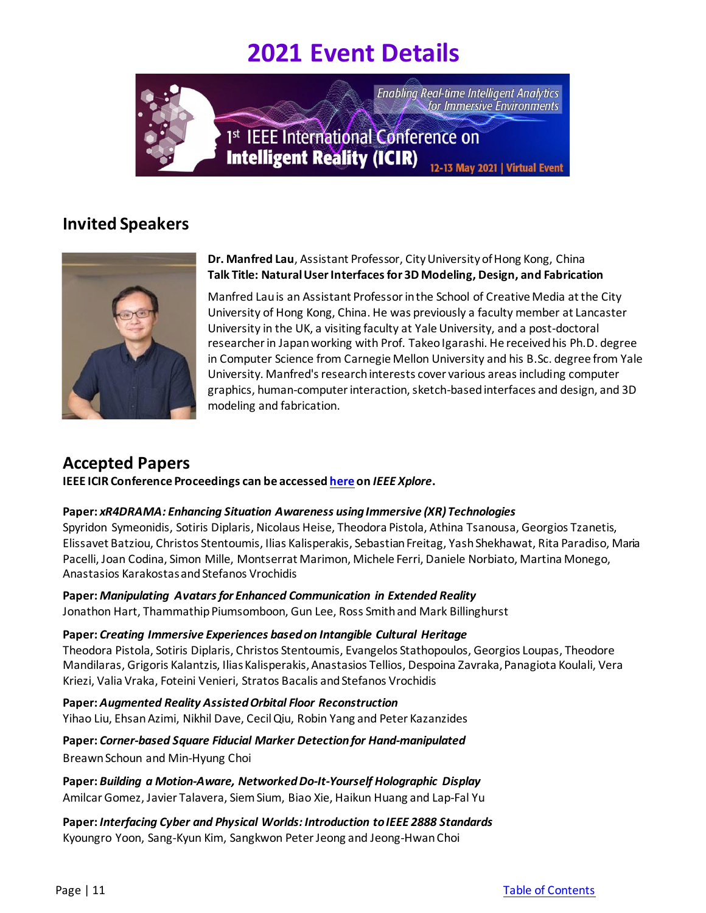# 2021 Event Details

## Invited Speakers

**Dr. Manfred Lau**, Assistant Professor, City University of Hong Kong, China
**Talk Title: Natural User Interfaces for 3D Modeling, Design, and Fabrication**

Manfred Lau is an Assistant Professor in the School of Creative Media at the City University of Hong Kong, China. He was previously a faculty member at Lancaster University in the UK, a visiting faculty at Yale University, and a post-doctoral researcher in Japan working with Prof. Takeo Igarashi. He received his Ph.D. degree in Computer Science from Carnegie Mellon University and his B.Sc. degree from Yale University. Manfred's research interests cover various areas including computer graphics, human-computer interaction, sketch-based interfaces and design, and 3D modeling and fabrication.

## Accepted Papers

**IEEE ICIR Conference Proceedings can be accessed here on *IEEE Xplore*.**

**Paper: *xR4DRAMA: Enhancing Situation Awareness using Immersive (XR) Technologies***
Spyridon Symeonidis, Sotiris Diplaris, Nicolaus Heise, Theodora Pistola, Athina Tsanousa, Georgios Tzanetis, Elissavet Batziou, Christos Stentoumis, Ilias Kalisperakis, Sebastian Freitag, Yash Shekhawat, Rita Paradiso, Maria Pacelli, Joan Codina, Simon Mille, Montserrat Marimon, Michele Ferri, Daniele Norbiato, Martina Monego, Anastasios Karakostas and Stefanos Vrochidis

**Paper: *Manipulating Avatars for Enhanced Communication in Extended Reality***
Jonathon Hart, Thammathip Piumsomboon, Gun Lee, Ross Smith and Mark Billinghurst

**Paper: *Creating Immersive Experiences based on Intangible Cultural Heritage***
Theodora Pistola, Sotiris Diplaris, Christos Stentoumis, Evangelos Stathopoulos, Georgios Loupas, Theodore Mandilaras, Grigoris Kalantzis, Ilias Kalisperakis, Anastasios Tellios, Despoina Zavraka, Panagiota Koulali, Vera Kriezi, Valia Vraka, Foteini Venieri, Stratos Bacalis and Stefanos Vrochidis

**Paper: *Augmented Reality Assisted Orbital Floor Reconstruction***
Yihao Liu, Ehsan Azimi, Nikhil Dave, Cecil Qiu, Robin Yang and Peter Kazanzides

**Paper: *Corner-based Square Fiducial Marker Detection for Hand-manipulated***
Breawn Schoun and Min-Hyung Choi

**Paper: *Building a Motion-Aware, Networked Do-It-Yourself Holographic Display***
Amilcar Gomez, Javier Talavera, Siem Sium, Biao Xie, Haikun Huang and Lap-Fal Yu

**Paper: *Interfacing Cyber and Physical Worlds: Introduction to IEEE 2888 Standards***
Kyoungro Yoon, Sang-Kyun Kim, Sangkwon Peter Jeong and Jeong-Hwan Choi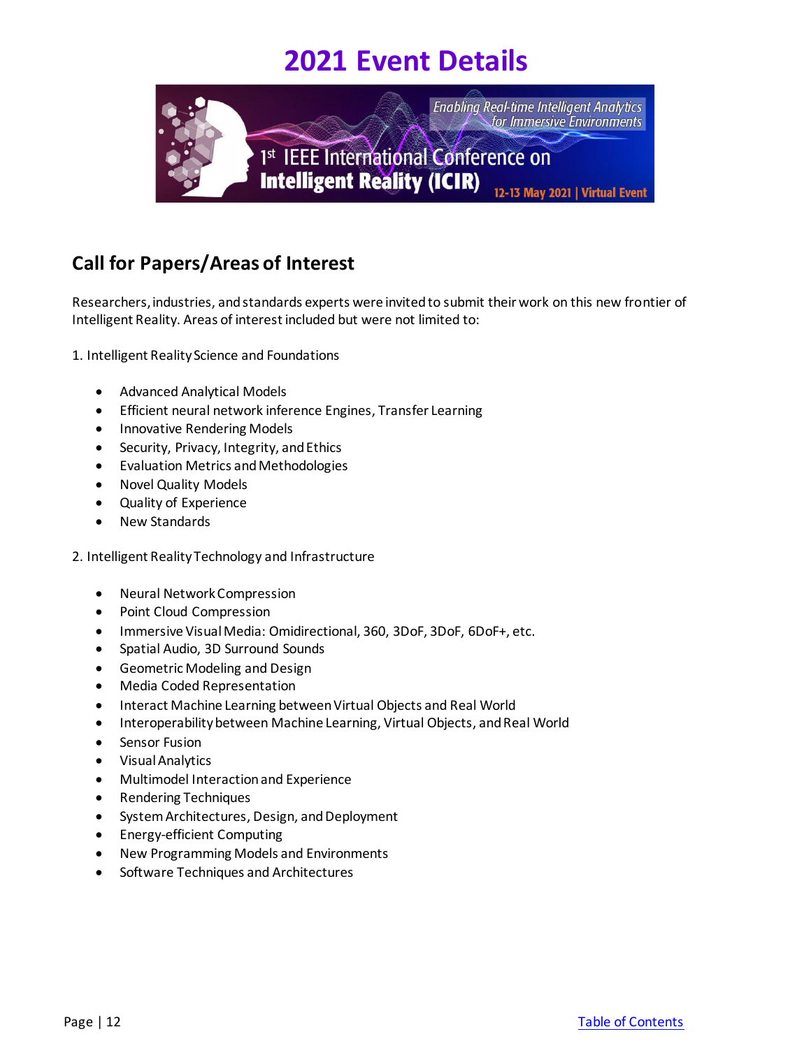# 2021 Event Details

## Call for Papers/Areas of Interest

Researchers, industries, and standards experts were invited to submit their work on this new frontier of Intelligent Reality. Areas of interest included but were not limited to:

1. Intelligent Reality Science and Foundations

- Advanced Analytical Models
- Efficient neural network inference Engines, Transfer Learning
- Innovative Rendering Models
- Security, Privacy, Integrity, and Ethics
- Evaluation Metrics and Methodologies
- Novel Quality Models
- Quality of Experience
- New Standards

2. Intelligent Reality Technology and Infrastructure

- Neural Network Compression
- Point Cloud Compression
- Immersive Visual Media: Omidirectional, 360, 3DoF, 3DoF, 6DoF+, etc.
- Spatial Audio, 3D Surround Sounds
- Geometric Modeling and Design
- Media Coded Representation
- Interact Machine Learning between Virtual Objects and Real World
- Interoperability between Machine Learning, Virtual Objects, and Real World
- Sensor Fusion
- Visual Analytics
- Multimodel Interaction and Experience
- Rendering Techniques
- System Architectures, Design, and Deployment
- Energy-efficient Computing
- New Programming Models and Environments
- Software Techniques and Architectures

[Table of Contents]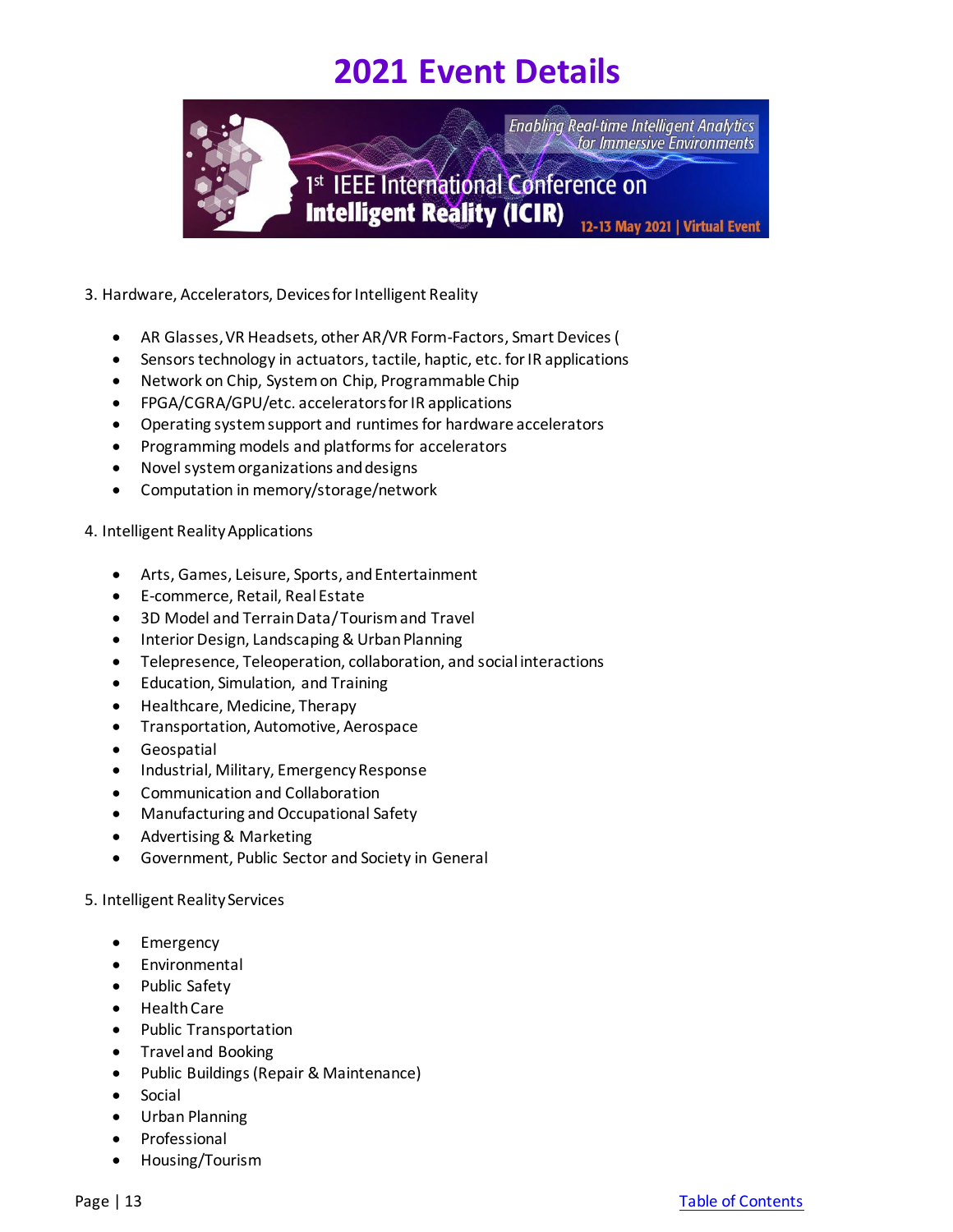# 2021 Event Details

3. Hardware, Accelerators, Devices for Intelligent Reality

- AR Glasses, VR Headsets, other AR/VR Form-Factors, Smart Devices (
- Sensors technology in actuators, tactile, haptic, etc. for IR applications
- Network on Chip, System on Chip, Programmable Chip
- FPGA/CGRA/GPU/etc. accelerators for IR applications
- Operating system support and runtimes for hardware accelerators
- Programming models and platforms for accelerators
- Novel system organizations and designs
- Computation in memory/storage/network

4. Intelligent Reality Applications

- Arts, Games, Leisure, Sports, and Entertainment
- E-commerce, Retail, Real Estate
- 3D Model and Terrain Data/Tourism and Travel
- Interior Design, Landscaping & Urban Planning
- Telepresence, Teleoperation, collaboration, and social interactions
- Education, Simulation, and Training
- Healthcare, Medicine, Therapy
- Transportation, Automotive, Aerospace
- Geospatial
- Industrial, Military, Emergency Response
- Communication and Collaboration
- Manufacturing and Occupational Safety
- Advertising & Marketing
- Government, Public Sector and Society in General

5. Intelligent Reality Services

- Emergency
- Environmental
- Public Safety
- Health Care
- Public Transportation
- Travel and Booking
- Public Buildings (Repair & Maintenance)
- Social
- Urban Planning
- Professional
- Housing/Tourism

Table of Contents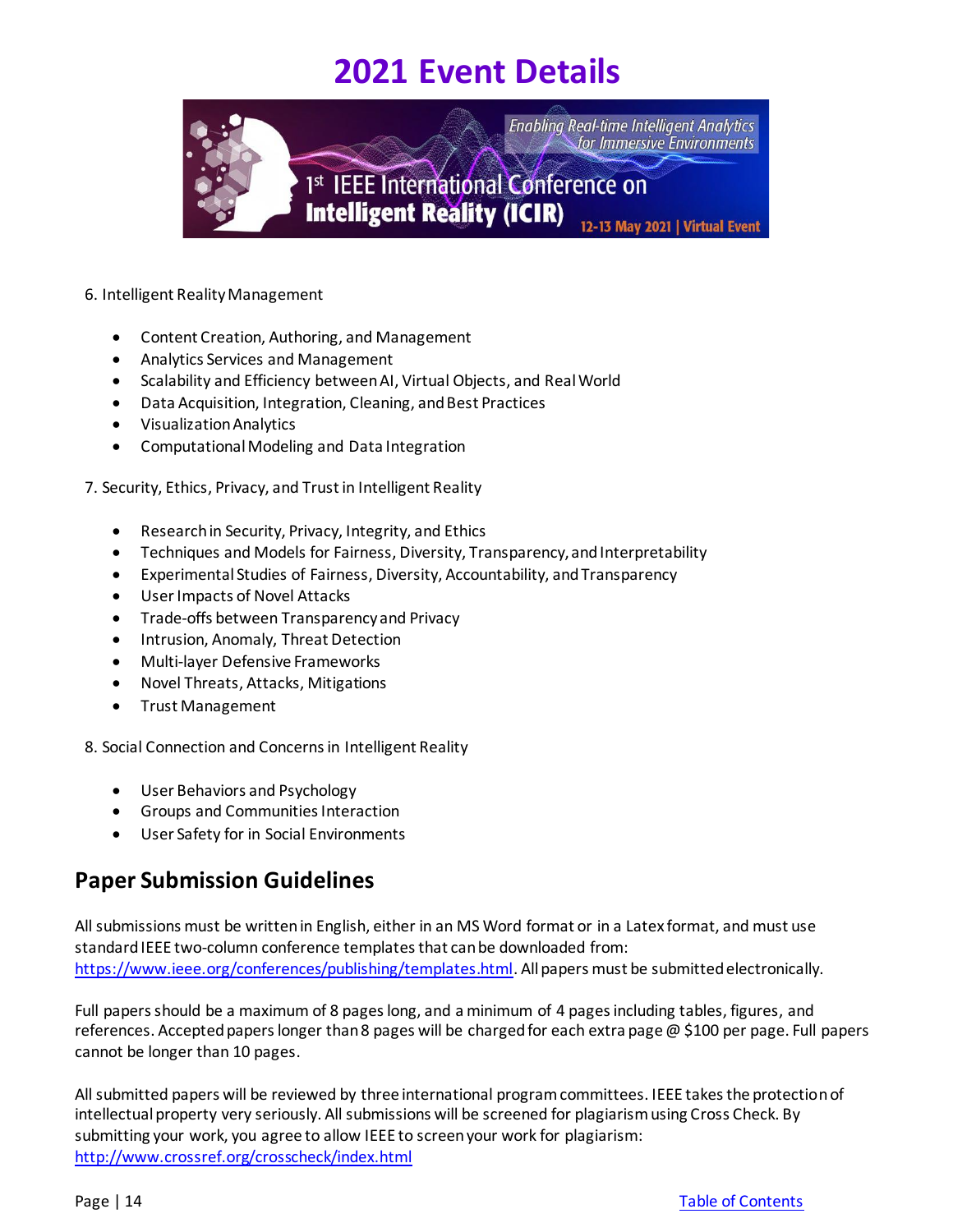# 2021 Event Details

6. Intelligent Reality Management

- Content Creation, Authoring, and Management
- Analytics Services and Management
- Scalability and Efficiency between AI, Virtual Objects, and Real World
- Data Acquisition, Integration, Cleaning, and Best Practices
- Visualization Analytics
- Computational Modeling and Data Integration

7. Security, Ethics, Privacy, and Trust in Intelligent Reality

- Research in Security, Privacy, Integrity, and Ethics
- Techniques and Models for Fairness, Diversity, Transparency, and Interpretability
- Experimental Studies of Fairness, Diversity, Accountability, and Transparency
- User Impacts of Novel Attacks
- Trade-offs between Transparency and Privacy
- Intrusion, Anomaly, Threat Detection
- Multi-layer Defensive Frameworks
- Novel Threats, Attacks, Mitigations
- Trust Management

8. Social Connection and Concerns in Intelligent Reality

- User Behaviors and Psychology
- Groups and Communities Interaction
- User Safety for in Social Environments

## Paper Submission Guidelines

All submissions must be written in English, either in an MS Word format or in a Latex format, and must use standard IEEE two-column conference templates that can be downloaded from: https://www.ieee.org/conferences/publishing/templates.html. All papers must be submitted electronically.

Full papers should be a maximum of 8 pages long, and a minimum of 4 pages including tables, figures, and references. Accepted papers longer than 8 pages will be charged for each extra page @ $100 per page. Full papers cannot be longer than 10 pages.

All submitted papers will be reviewed by three international program committees. IEEE takes the protection of intellectual property very seriously. All submissions will be screened for plagiarism using Cross Check. By submitting your work, you agree to allow IEEE to screen your work for plagiarism: http://www.crossref.org/crosscheck/index.html

[Table of Contents](#)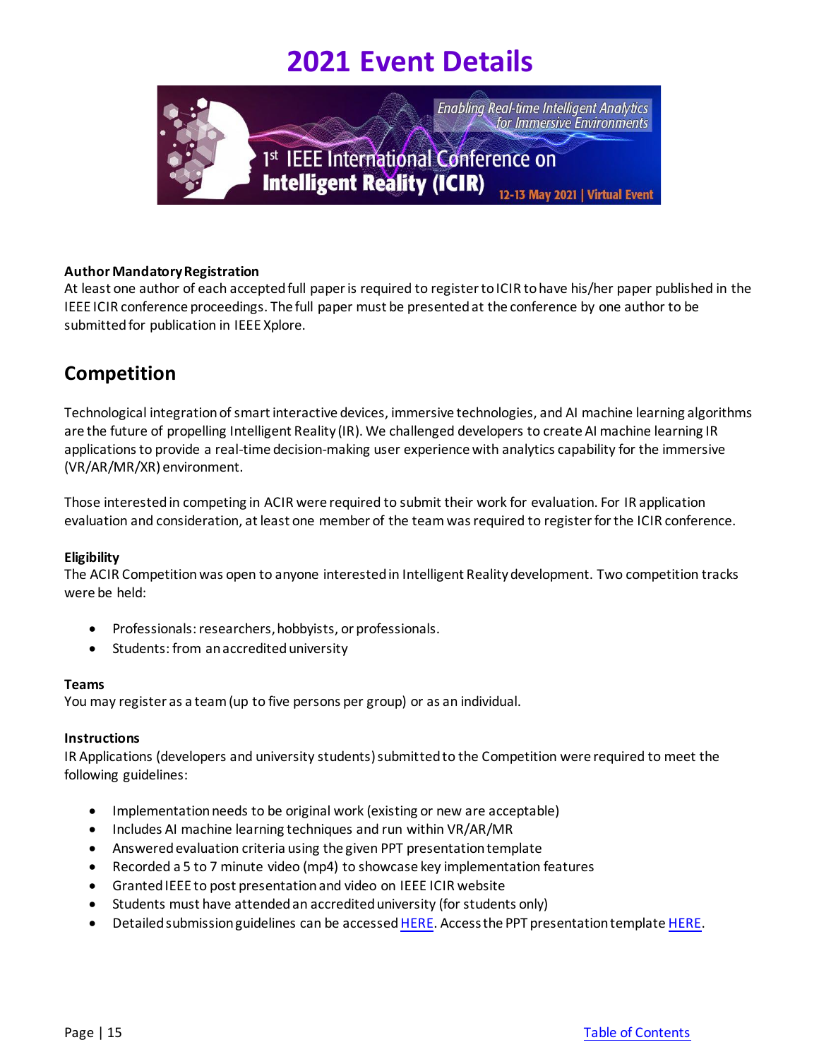# 2021 Event Details

**Author Mandatory Registration**

At least one author of each accepted full paper is required to register to ICIR to have his/her paper published in the IEEE ICIR conference proceedings. The full paper must be presented at the conference by one author to be submitted for publication in IEEE Xplore.

## Competition

Technological integration of smart interactive devices, immersive technologies, and AI machine learning algorithms are the future of propelling Intelligent Reality (IR). We challenged developers to create AI machine learning IR applications to provide a real-time decision-making user experience with analytics capability for the immersive (VR/AR/MR/XR) environment.

Those interested in competing in ACIR were required to submit their work for evaluation. For IR application evaluation and consideration, at least one member of the team was required to register for the ICIR conference.

**Eligibility**

The ACIR Competition was open to anyone interested in Intelligent Reality development. Two competition tracks were be held:

- Professionals: researchers, hobbyists, or professionals.
- Students: from an accredited university

**Teams**

You may register as a team (up to five persons per group) or as an individual.

**Instructions**

IR Applications (developers and university students) submitted to the Competition were required to meet the following guidelines:

- Implementation needs to be original work (existing or new are acceptable)
- Includes AI machine learning techniques and run within VR/AR/MR
- Answered evaluation criteria using the given PPT presentation template
- Recorded a 5 to 7 minute video (mp4) to showcase key implementation features
- Granted IEEE to post presentation and video on IEEE ICIR website
- Students must have attended an accredited university (for students only)
- Detailed submission guidelines can be accessed HERE. Access the PPT presentation template HERE.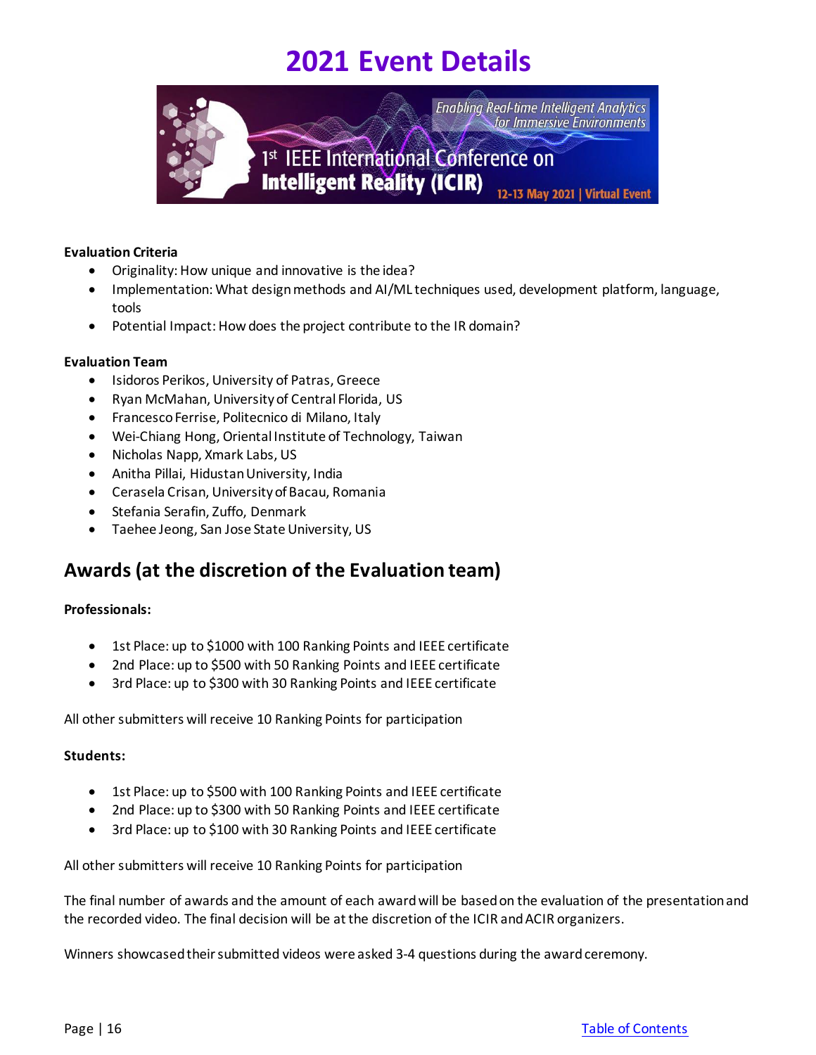# 2021 Event Details

**Evaluation Criteria**

- Originality: How unique and innovative is the idea?
- Implementation: What design methods and AI/ML techniques used, development platform, language, tools
- Potential Impact: How does the project contribute to the IR domain?

**Evaluation Team**

- Isidoros Perikos, University of Patras, Greece
- Ryan McMahan, University of Central Florida, US
- Francesco Ferrise, Politecnico di Milano, Italy
- Wei-Chiang Hong, Oriental Institute of Technology, Taiwan
- Nicholas Napp, Xmark Labs, US
- Anitha Pillai, Hidustan University, India
- Cerasela Crisan, University of Bacau, Romania
- Stefania Serafin, Zuffo, Denmark
- Taehee Jeong, San Jose State University, US

## Awards (at the discretion of the Evaluation team)

**Professionals:**

- 1st Place: up to $1000 with 100 Ranking Points and IEEE certificate
- 2nd Place: up to $500 with 50 Ranking Points and IEEE certificate
- 3rd Place: up to $300 with 30 Ranking Points and IEEE certificate

All other submitters will receive 10 Ranking Points for participation

**Students:**

- 1st Place: up to $500 with 100 Ranking Points and IEEE certificate
- 2nd Place: up to $300 with 50 Ranking Points and IEEE certificate
- 3rd Place: up to $100 with 30 Ranking Points and IEEE certificate

All other submitters will receive 10 Ranking Points for participation

The final number of awards and the amount of each award will be based on the evaluation of the presentation and the recorded video. The final decision will be at the discretion of the ICIR and ACIR organizers.

Winners showcased their submitted videos were asked 3-4 questions during the award ceremony.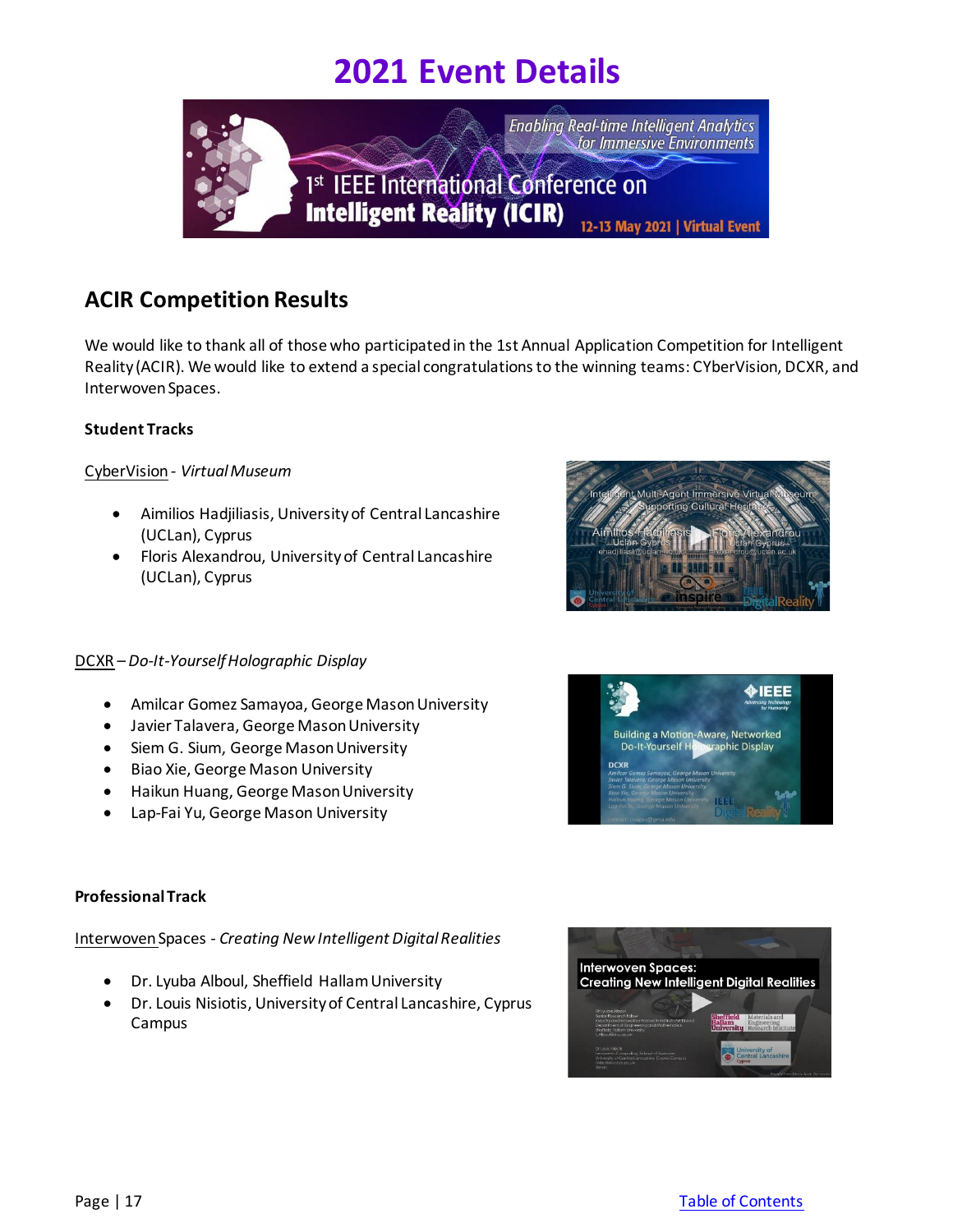# 2021 Event Details

## ACIR Competition Results

We would like to thank all of those who participated in the 1st Annual Application Competition for Intelligent Reality (ACIR). We would like to extend a special congratulations to the winning teams: CYberVision, DCXR, and Interwoven Spaces.

### Student Tracks

CyberVision - *Virtual Museum*

- Aimilios Hadjiliasis, University of Central Lancashire (UCLan), Cyprus
- Floris Alexandrou, University of Central Lancashire (UCLan), Cyprus

DCXR – *Do-It-Yourself Holographic Display*

- Amilcar Gomez Samayoa, George Mason University
- Javier Talavera, George Mason University
- Siem G. Sium, George Mason University
- Biao Xie, George Mason University
- Haikun Huang, George Mason University
- Lap-Fai Yu, George Mason University

### Professional Track

Interwoven Spaces - *Creating New Intelligent Digital Realities*

- Dr. Lyuba Alboul, Sheffield Hallam University
- Dr. Louis Nisiotis, University of Central Lancashire, Cyprus Campus

Table of Contents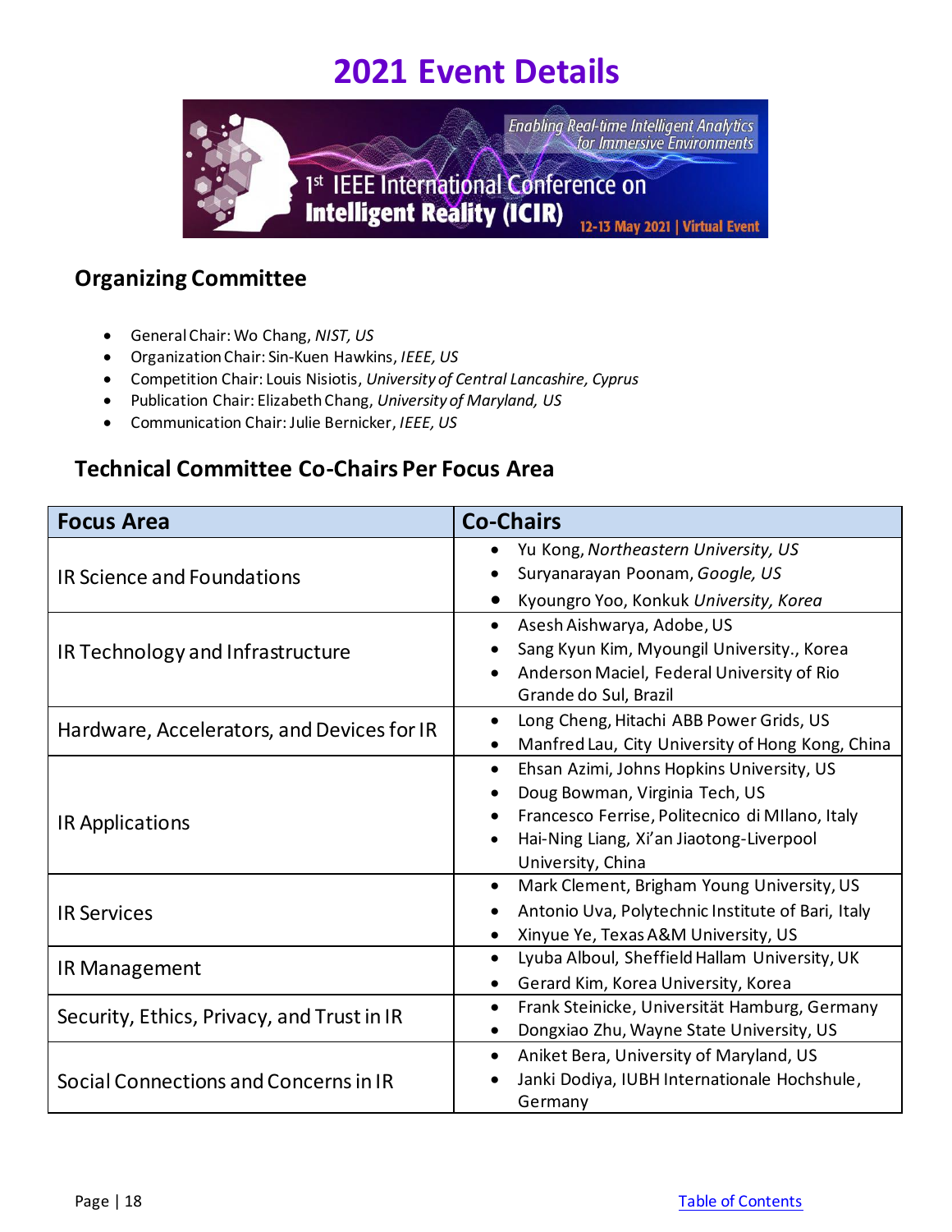# 2021 Event Details

## Organizing Committee

- General Chair: Wo Chang, *NIST, US*
- Organization Chair: Sin-Kuen Hawkins, *IEEE, US*
- Competition Chair: Louis Nisiotis, *University of Central Lancashire, Cyprus*
- Publication Chair: Elizabeth Chang, *University of Maryland, US*
- Communication Chair: Julie Bernicker, *IEEE, US*

## Technical Committee Co-Chairs Per Focus Area

| Focus Area | Co-Chairs |
|---|---|
| IR Science and Foundations | • Yu Kong, *Northeastern University, US*<br>• Suryanarayan Poonam, *Google, US*<br>• Kyoungro Yoo, Konkuk *University, Korea* |
| IR Technology and Infrastructure | • Asesh Aishwarya, Adobe, US<br>• Sang Kyun Kim, Myoungil University., Korea<br>• Anderson Maciel, Federal University of Rio Grande do Sul, Brazil |
| Hardware, Accelerators, and Devices for IR | • Long Cheng, Hitachi ABB Power Grids, US<br>• Manfred Lau, City University of Hong Kong, China |
| IR Applications | • Ehsan Azimi, Johns Hopkins University, US<br>• Doug Bowman, Virginia Tech, US<br>• Francesco Ferrise, Politecnico di MIlano, Italy<br>• Hai-Ning Liang, Xi'an Jiaotong-Liverpool University, China |
| IR Services | • Mark Clement, Brigham Young University, US<br>• Antonio Uva, Polytechnic Institute of Bari, Italy<br>• Xinyue Ye, Texas A&M University, US |
| IR Management | • Lyuba Alboul, Sheffield Hallam University, UK<br>• Gerard Kim, Korea University, Korea |
| Security, Ethics, Privacy, and Trust in IR | • Frank Steinicke, Universität Hamburg, Germany<br>• Dongxiao Zhu, Wayne State University, US |
| Social Connections and Concerns in IR | • Aniket Bera, University of Maryland, US<br>• Janki Dodiya, IUBH Internationale Hochshule, Germany |

Table of Contents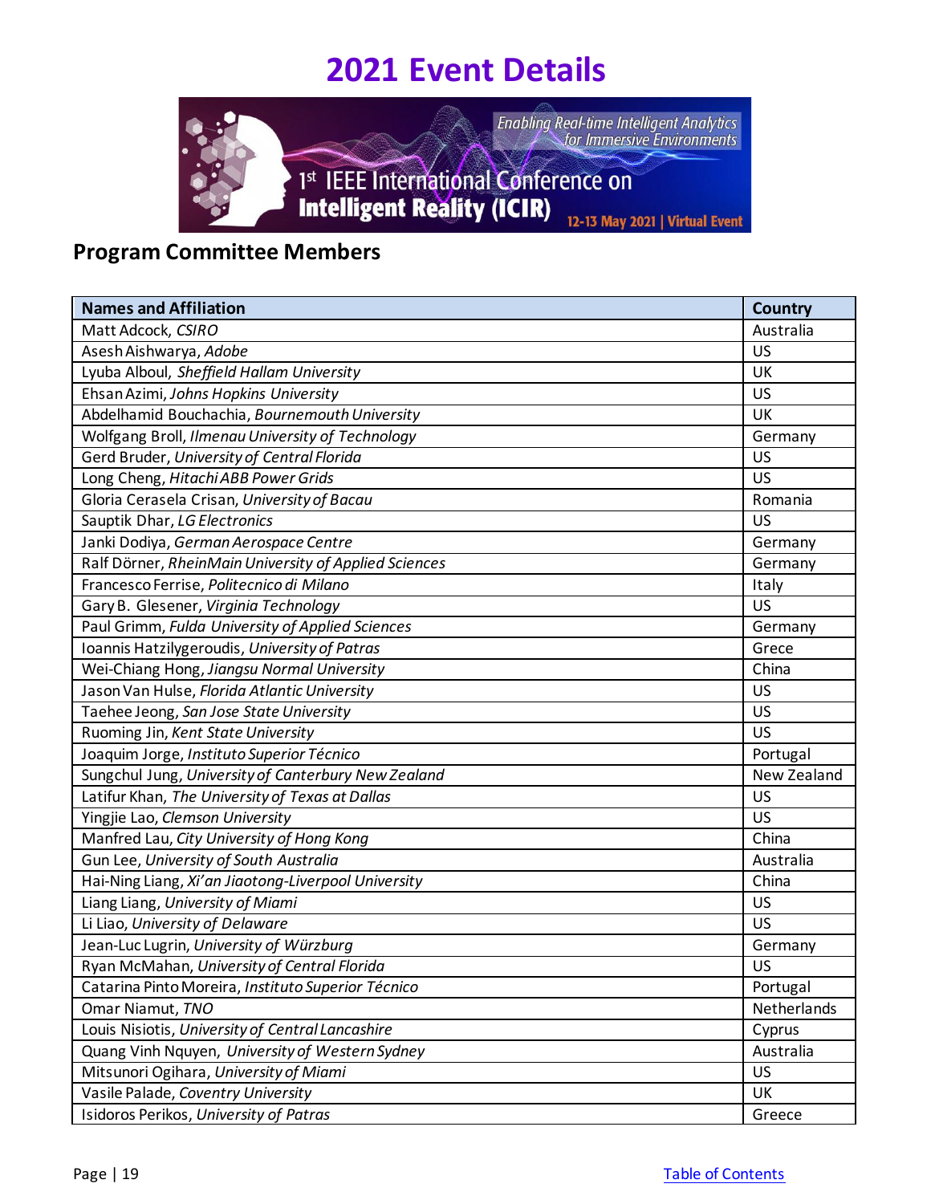# 2021 Event Details

## Program Committee Members

| Names and Affiliation | Country |
|---|---|
| Matt Adcock, *CSIRO* | Australia |
| Asesh Aishwarya, *Adobe* | US |
| Lyuba Alboul, *Sheffield Hallam University* | UK |
| Ehsan Azimi, *Johns Hopkins University* | US |
| Abdelhamid Bouchachia, *Bournemouth University* | UK |
| Wolfgang Broll, *Ilmenau University of Technology* | Germany |
| Gerd Bruder, *University of Central Florida* | US |
| Long Cheng, *Hitachi ABB Power Grids* | US |
| Gloria Cerasela Crisan, *University of Bacau* | Romania |
| Sauptik Dhar, *LG Electronics* | US |
| Janki Dodiya, *German Aerospace Centre* | Germany |
| Ralf Dörner, *RheinMain University of Applied Sciences* | Germany |
| Francesco Ferrise, *Politecnico di Milano* | Italy |
| Gary B. Glesener, *Virginia Technology* | US |
| Paul Grimm, *Fulda University of Applied Sciences* | Germany |
| Ioannis Hatzilygeroudis, *University of Patras* | Grece |
| Wei-Chiang Hong, *Jiangsu Normal University* | China |
| Jason Van Hulse, *Florida Atlantic University* | US |
| Taehee Jeong, *San Jose State University* | US |
| Ruoming Jin, *Kent State University* | US |
| Joaquim Jorge, *Instituto Superior Técnico* | Portugal |
| Sungchul Jung, *University of Canterbury New Zealand* | New Zealand |
| Latifur Khan, *The University of Texas at Dallas* | US |
| Yingjie Lao, *Clemson University* | US |
| Manfred Lau, *City University of Hong Kong* | China |
| Gun Lee, *University of South Australia* | Australia |
| Hai-Ning Liang, *Xi'an Jiaotong-Liverpool University* | China |
| Liang Liang, *University of Miami* | US |
| Li Liao, *University of Delaware* | US |
| Jean-Luc Lugrin, *University of Würzburg* | Germany |
| Ryan McMahan, *University of Central Florida* | US |
| Catarina Pinto Moreira, *Instituto Superior Técnico* | Portugal |
| Omar Niamut, *TNO* | Netherlands |
| Louis Nisiotis, *University of Central Lancashire* | Cyprus |
| Quang Vinh Nquyen, *University of Western Sydney* | Australia |
| Mitsunori Ogihara, *University of Miami* | US |
| Vasile Palade, *Coventry University* | UK |
| Isidoros Perikos, *University of Patras* | Greece |

Table of Contents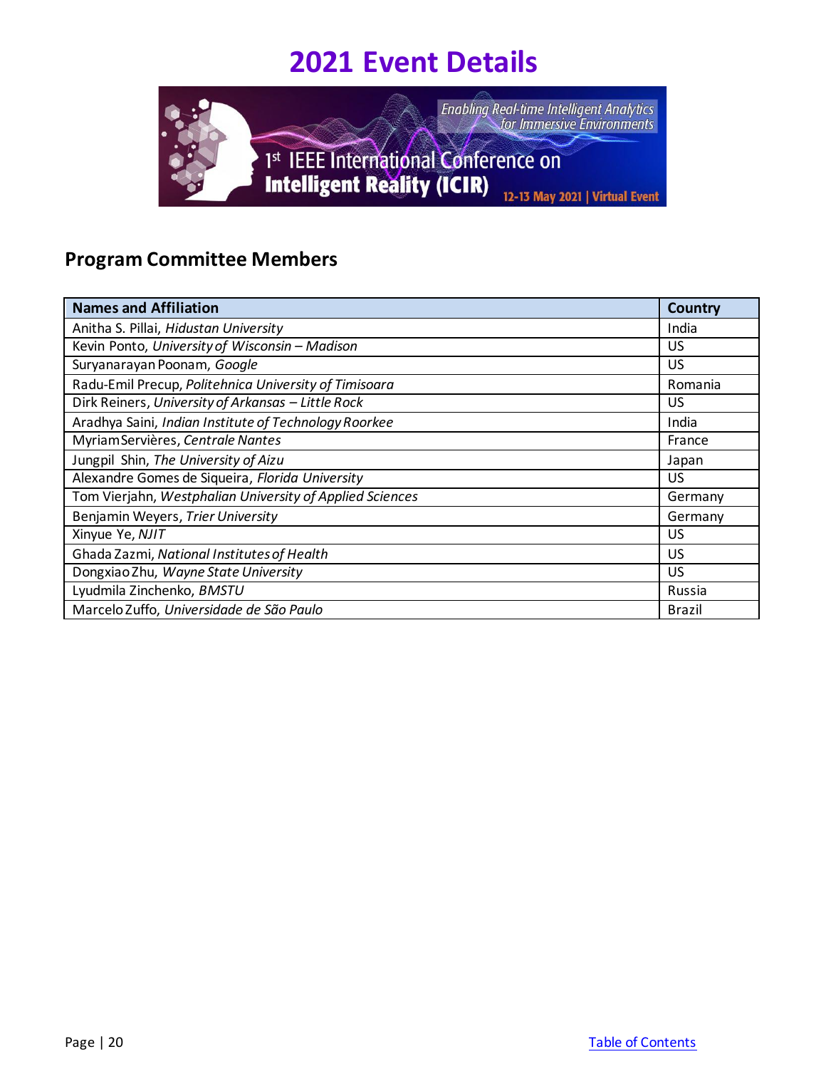# 2021 Event Details

## Program Committee Members

| Names and Affiliation | Country |
| --- | --- |
| Anitha S. Pillai, *Hidustan University* | India |
| Kevin Ponto, *University of Wisconsin – Madison* | US |
| Suryanarayan Poonam, *Google* | US |
| Radu-Emil Precup, *Politehnica University of Timisoara* | Romania |
| Dirk Reiners, *University of Arkansas – Little Rock* | US |
| Aradhya Saini, *Indian Institute of Technology Roorkee* | India |
| Myriam Servières, *Centrale Nantes* | France |
| Jungpil Shin, *The University of Aizu* | Japan |
| Alexandre Gomes de Siqueira, *Florida University* | US |
| Tom Vierjahn, *Westphalian University of Applied Sciences* | Germany |
| Benjamin Weyers, *Trier University* | Germany |
| Xinyue Ye, *NJIT* | US |
| Ghada Zazmi, *National Institutes of Health* | US |
| Dongxiao Zhu, *Wayne State University* | US |
| Lyudmila Zinchenko, *BMSTU* | Russia |
| Marcelo Zuffo, *Universidade de São Paulo* | Brazil |

Table of Contents